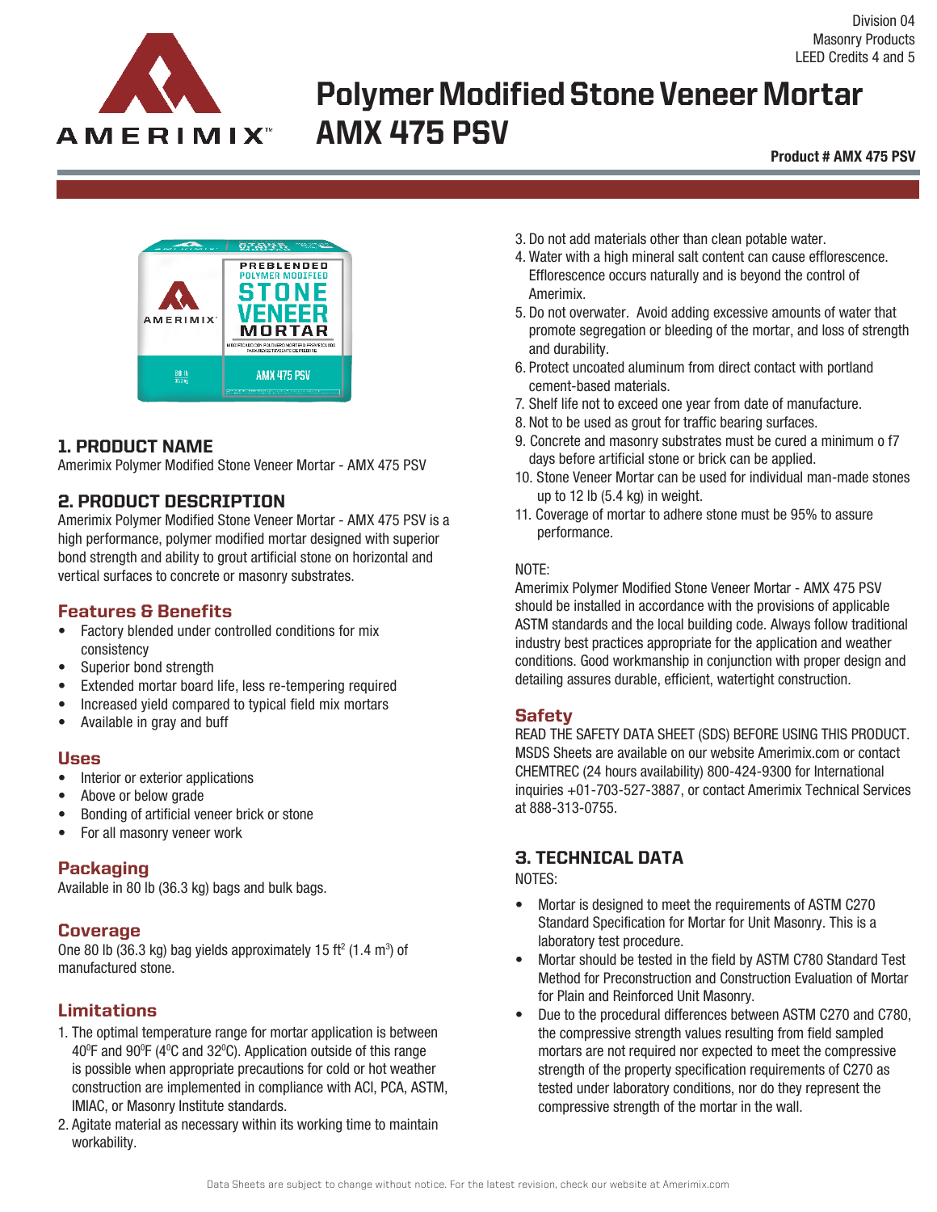Division 04
Masonry Products
LEED Credits 4 and 5

# Polymer Modified Stone Veneer Mortar AMX 475 PSV

**Product # AMX 475 PSV**

## 1. PRODUCT NAME

Amerimix Polymer Modified Stone Veneer Mortar - AMX 475 PSV

## 2. PRODUCT DESCRIPTION

Amerimix Polymer Modified Stone Veneer Mortar - AMX 475 PSV is a high performance, polymer modified mortar designed with superior bond strength and ability to grout artificial stone on horizontal and vertical surfaces to concrete or masonry substrates.

### Features & Benefits

- Factory blended under controlled conditions for mix consistency
- Superior bond strength
- Extended mortar board life, less re-tempering required
- Increased yield compared to typical field mix mortars
- Available in gray and buff

### Uses

- Interior or exterior applications
- Above or below grade
- Bonding of artificial veneer brick or stone
- For all masonry veneer work

### Packaging

Available in 80 lb (36.3 kg) bags and bulk bags.

### Coverage

One 80 lb (36.3 kg) bag yields approximately 15 ft$^2$ (1.4 m$^3$) of manufactured stone.

### Limitations

1. The optimal temperature range for mortar application is between 40$^0$F and 90$^0$F (4$^0$C and 32$^0$C). Application outside of this range is possible when appropriate precautions for cold or hot weather construction are implemented in compliance with ACI, PCA, ASTM, IMIAC, or Masonry Institute standards.
2. Agitate material as necessary within its working time to maintain workability.
3. Do not add materials other than clean potable water.
4. Water with a high mineral salt content can cause efflorescence. Efflorescence occurs naturally and is beyond the control of Amerimix.
5. Do not overwater. Avoid adding excessive amounts of water that promote segregation or bleeding of the mortar, and loss of strength and durability.
6. Protect uncoated aluminum from direct contact with portland cement-based materials.
7. Shelf life not to exceed one year from date of manufacture.
8. Not to be used as grout for traffic bearing surfaces.
9. Concrete and masonry substrates must be cured a minimum o f7 days before artificial stone or brick can be applied.
10. Stone Veneer Mortar can be used for individual man-made stones up to 12 lb (5.4 kg) in weight.
11. Coverage of mortar to adhere stone must be 95% to assure performance.

NOTE:
Amerimix Polymer Modified Stone Veneer Mortar - AMX 475 PSV should be installed in accordance with the provisions of applicable ASTM standards and the local building code. Always follow traditional industry best practices appropriate for the application and weather conditions. Good workmanship in conjunction with proper design and detailing assures durable, efficient, watertight construction.

### Safety

READ THE SAFETY DATA SHEET (SDS) BEFORE USING THIS PRODUCT. MSDS Sheets are available on our website Amerimix.com or contact CHEMTREC (24 hours availability) 800-424-9300 for International inquiries +01-703-527-3887, or contact Amerimix Technical Services at 888-313-0755.

## 3. TECHNICAL DATA

NOTES:

- Mortar is designed to meet the requirements of ASTM C270 Standard Specification for Mortar for Unit Masonry. This is a laboratory test procedure.
- Mortar should be tested in the field by ASTM C780 Standard Test Method for Preconstruction and Construction Evaluation of Mortar for Plain and Reinforced Unit Masonry.
- Due to the procedural differences between ASTM C270 and C780, the compressive strength values resulting from field sampled mortars are not required nor expected to meet the compressive strength of the property specification requirements of C270 as tested under laboratory conditions, nor do they represent the compressive strength of the mortar in the wall.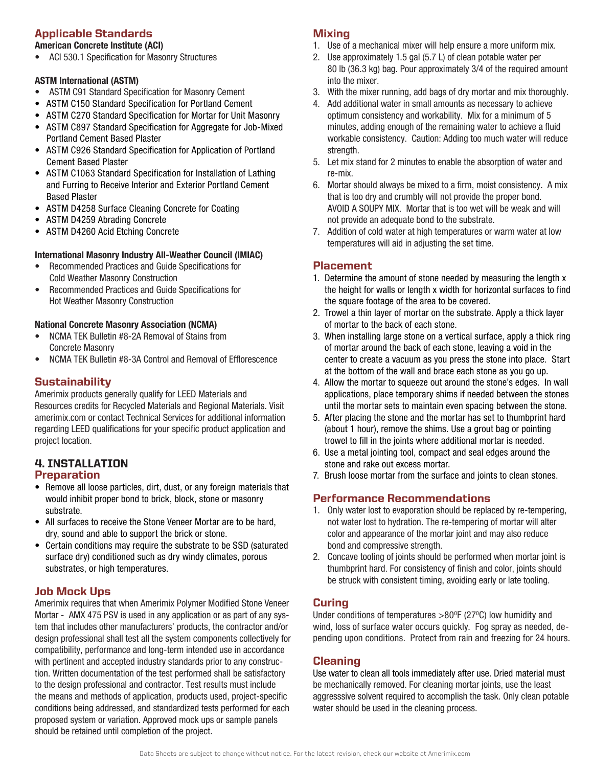## Applicable Standards

**American Concrete Institute (ACI)**

- ACI 530.1 Specification for Masonry Structures

**ASTM International (ASTM)**

- ASTM C91 Standard Specification for Masonry Cement
- ASTM C150 Standard Specification for Portland Cement
- ASTM C270 Standard Specification for Mortar for Unit Masonry
- ASTM C897 Standard Specification for Aggregate for Job-Mixed Portland Cement Based Plaster
- ASTM C926 Standard Specification for Application of Portland Cement Based Plaster
- ASTM C1063 Standard Specification for Installation of Lathing and Furring to Receive Interior and Exterior Portland Cement Based Plaster
- ASTM D4258 Surface Cleaning Concrete for Coating
- ASTM D4259 Abrading Concrete
- ASTM D4260 Acid Etching Concrete

**International Masonry Industry All-Weather Council (IMIAC)**

- Recommended Practices and Guide Specifications for Cold Weather Masonry Construction
- Recommended Practices and Guide Specifications for Hot Weather Masonry Construction

**National Concrete Masonry Association (NCMA)**

- NCMA TEK Bulletin #8-2A Removal of Stains from Concrete Masonry
- NCMA TEK Bulletin #8-3A Control and Removal of Efflorescence

## Sustainability

Amerimix products generally qualify for LEED Materials and Resources credits for Recycled Materials and Regional Materials. Visit amerimix.com or contact Technical Services for additional information regarding LEED qualifications for your specific product application and project location.

# 4. INSTALLATION

## Preparation

- Remove all loose particles, dirt, dust, or any foreign materials that would inhibit proper bond to brick, block, stone or masonry substrate.
- All surfaces to receive the Stone Veneer Mortar are to be hard, dry, sound and able to support the brick or stone.
- Certain conditions may require the substrate to be SSD (saturated surface dry) conditioned such as dry windy climates, porous substrates, or high temperatures.

## Job Mock Ups

Amerimix requires that when Amerimix Polymer Modified Stone Veneer Mortar - AMX 475 PSV is used in any application or as part of any system that includes other manufacturers' products, the contractor and/or design professional shall test all the system components collectively for compatibility, performance and long-term intended use in accordance with pertinent and accepted industry standards prior to any construction. Written documentation of the test performed shall be satisfactory to the design professional and contractor. Test results must include the means and methods of application, products used, project-specific conditions being addressed, and standardized tests performed for each proposed system or variation. Approved mock ups or sample panels should be retained until completion of the project.

## Mixing

1. Use of a mechanical mixer will help ensure a more uniform mix.
2. Use approximately 1.5 gal (5.7 L) of clean potable water per 80 lb (36.3 kg) bag. Pour approximately 3/4 of the required amount into the mixer.
3. With the mixer running, add bags of dry mortar and mix thoroughly.
4. Add additional water in small amounts as necessary to achieve optimum consistency and workability. Mix for a minimum of 5 minutes, adding enough of the remaining water to achieve a fluid workable consistency. Caution: Adding too much water will reduce strength.
5. Let mix stand for 2 minutes to enable the absorption of water and re-mix.
6. Mortar should always be mixed to a firm, moist consistency. A mix that is too dry and crumbly will not provide the proper bond. AVOID A SOUPY MIX. Mortar that is too wet will be weak and will not provide an adequate bond to the substrate.
7. Addition of cold water at high temperatures or warm water at low temperatures will aid in adjusting the set time.

## Placement

1. Determine the amount of stone needed by measuring the length x the height for walls or length x width for horizontal surfaces to find the square footage of the area to be covered.
2. Trowel a thin layer of mortar on the substrate. Apply a thick layer of mortar to the back of each stone.
3. When installing large stone on a vertical surface, apply a thick ring of mortar around the back of each stone, leaving a void in the center to create a vacuum as you press the stone into place. Start at the bottom of the wall and brace each stone as you go up.
4. Allow the mortar to squeeze out around the stone's edges. In wall applications, place temporary shims if needed between the stones until the mortar sets to maintain even spacing between the stone.
5. After placing the stone and the mortar has set to thumbprint hard (about 1 hour), remove the shims. Use a grout bag or pointing trowel to fill in the joints where additional mortar is needed.
6. Use a metal jointing tool, compact and seal edges around the stone and rake out excess mortar.
7. Brush loose mortar from the surface and joints to clean stones.

## Performance Recommendations

1. Only water lost to evaporation should be replaced by re-tempering, not water lost to hydration. The re-tempering of mortar will alter color and appearance of the mortar joint and may also reduce bond and compressive strength.
2. Concave tooling of joints should be performed when mortar joint is thumbprint hard. For consistency of finish and color, joints should be struck with consistent timing, avoiding early or late tooling.

## Curing

Under conditions of temperatures >80°F (27°C) low humidity and wind, loss of surface water occurs quickly. Fog spray as needed, depending upon conditions. Protect from rain and freezing for 24 hours.

## Cleaning

Use water to clean all tools immediately after use. Dried material must be mechanically removed. For cleaning mortar joints, use the least aggresssive solvent required to accomplish the task. Only clean potable water should be used in the cleaning process.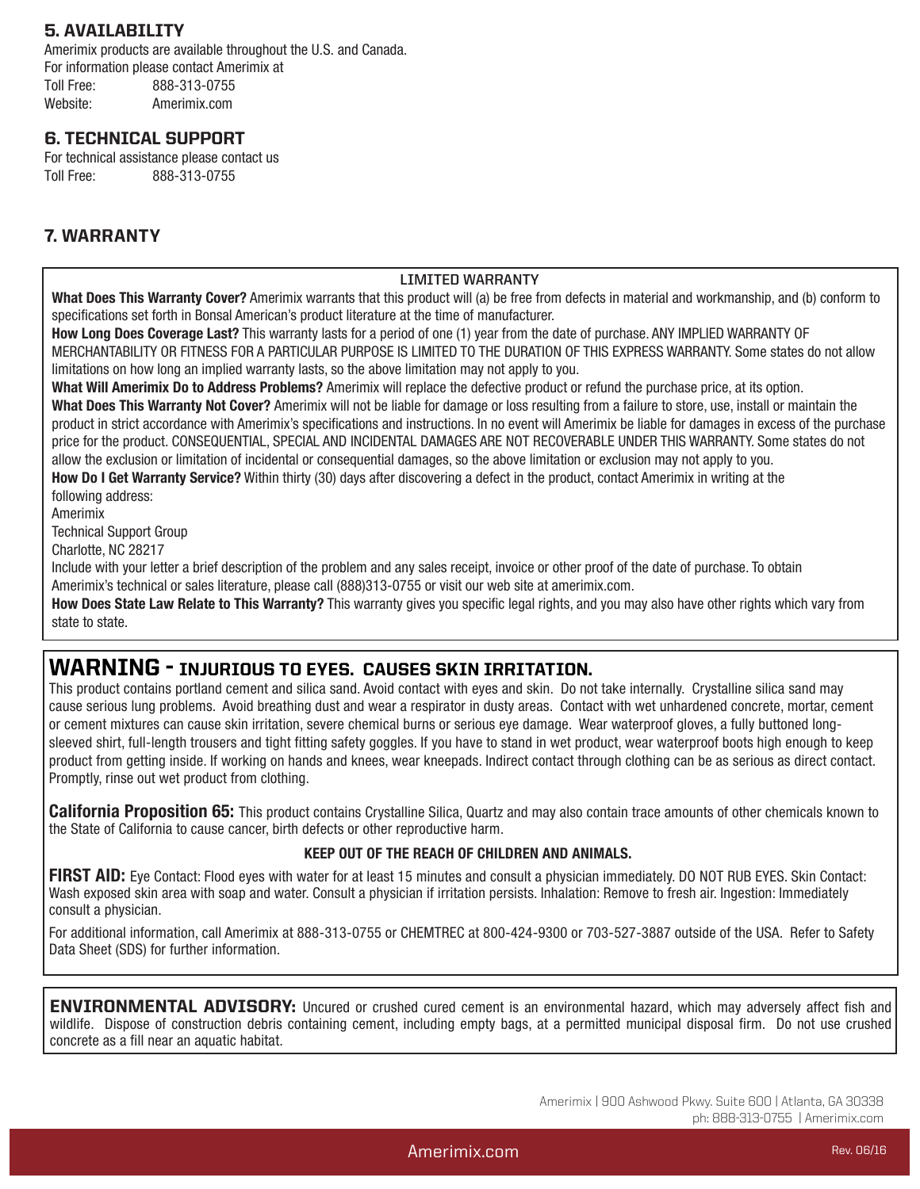## 5. AVAILABILITY

Amerimix products are available throughout the U.S. and Canada.
For information please contact Amerimix at

Toll Free: 888-313-0755
Website: Amerimix.com

## 6. TECHNICAL SUPPORT

For technical assistance please contact us

Toll Free: 888-313-0755

## 7. WARRANTY

**LIMITED WARRANTY**

**What Does This Warranty Cover?** Amerimix warrants that this product will (a) be free from defects in material and workmanship, and (b) conform to specifications set forth in Bonsal American's product literature at the time of manufacturer.

**How Long Does Coverage Last?** This warranty lasts for a period of one (1) year from the date of purchase. ANY IMPLIED WARRANTY OF MERCHANTABILITY OR FITNESS FOR A PARTICULAR PURPOSE IS LIMITED TO THE DURATION OF THIS EXPRESS WARRANTY. Some states do not allow limitations on how long an implied warranty lasts, so the above limitation may not apply to you.

**What Will Amerimix Do to Address Problems?** Amerimix will replace the defective product or refund the purchase price, at its option.

**What Does This Warranty Not Cover?** Amerimix will not be liable for damage or loss resulting from a failure to store, use, install or maintain the product in strict accordance with Amerimix's specifications and instructions. In no event will Amerimix be liable for damages in excess of the purchase price for the product. CONSEQUENTIAL, SPECIAL AND INCIDENTAL DAMAGES ARE NOT RECOVERABLE UNDER THIS WARRANTY. Some states do not allow the exclusion or limitation of incidental or consequential damages, so the above limitation or exclusion may not apply to you.

**How Do I Get Warranty Service?** Within thirty (30) days after discovering a defect in the product, contact Amerimix in writing at the following address:

Amerimix
Technical Support Group
Charlotte, NC 28217

Include with your letter a brief description of the problem and any sales receipt, invoice or other proof of the date of purchase. To obtain Amerimix's technical or sales literature, please call (888)313-0755 or visit our web site at amerimix.com.

**How Does State Law Relate to This Warranty?** This warranty gives you specific legal rights, and you may also have other rights which vary from state to state.

## WARNING - INJURIOUS TO EYES. CAUSES SKIN IRRITATION.

This product contains portland cement and silica sand. Avoid contact with eyes and skin. Do not take internally. Crystalline silica sand may cause serious lung problems. Avoid breathing dust and wear a respirator in dusty areas. Contact with wet unhardened concrete, mortar, cement or cement mixtures can cause skin irritation, severe chemical burns or serious eye damage. Wear waterproof gloves, a fully buttoned long-sleeved shirt, full-length trousers and tight fitting safety goggles. If you have to stand in wet product, wear waterproof boots high enough to keep product from getting inside. If working on hands and knees, wear kneepads. Indirect contact through clothing can be as serious as direct contact. Promptly, rinse out wet product from clothing.

**California Proposition 65:** This product contains Crystalline Silica, Quartz and may also contain trace amounts of other chemicals known to the State of California to cause cancer, birth defects or other reproductive harm.

**KEEP OUT OF THE REACH OF CHILDREN AND ANIMALS.**

**FIRST AID:** Eye Contact: Flood eyes with water for at least 15 minutes and consult a physician immediately. DO NOT RUB EYES. Skin Contact: Wash exposed skin area with soap and water. Consult a physician if irritation persists. Inhalation: Remove to fresh air. Ingestion: Immediately consult a physician.

For additional information, call Amerimix at 888-313-0755 or CHEMTREC at 800-424-9300 or 703-527-3887 outside of the USA. Refer to Safety Data Sheet (SDS) for further information.

**ENVIRONMENTAL ADVISORY:** Uncured or crushed cured cement is an environmental hazard, which may adversely affect fish and wildlife. Dispose of construction debris containing cement, including empty bags, at a permitted municipal disposal firm. Do not use crushed concrete as a fill near an aquatic habitat.

Amerimix | 900 Ashwood Pkwy. Suite 600 | Atlanta, GA 30338
ph: 888-313-0755 | Amerimix.com

Amerimix.com

Rev. 06/16